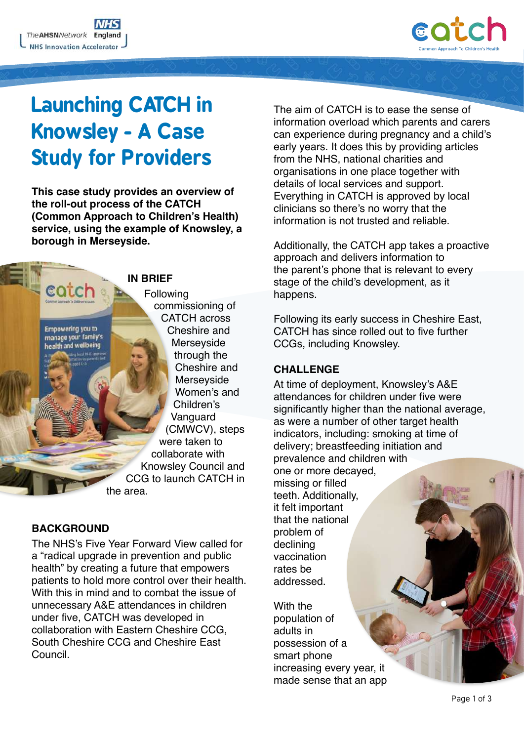# Launching CATCH in Knowsley - A Case Study for Providers

**This case study provides an overview of the roll-out process of the CATCH (Common Approach to Children's Health) service, using the example of Knowsley, a borough in Merseyside.**

## IN BRIEF

Following commissioning of CATCH across Cheshire and Merseyside through the Cheshire and Merseyside Women's and Children's Vanguard (CMWCV), steps were taken to collaborate with Knowsley Council and CCG to launch CATCH in the area.

## BACKGROUND

The NHS's Five Year Forward View called for a "radical upgrade in prevention and public health" by creating a future that empowers patients to hold more control over their health. With this in mind and to combat the issue of unnecessary A&E attendances in children under five, CATCH was developed in collaboration with Eastern Cheshire CCG, South Cheshire CCG and Cheshire East Council.

The aim of CATCH is to ease the sense of information overload which parents and carers can experience during pregnancy and a child's early years. It does this by providing articles from the NHS, national charities and organisations in one place together with details of local services and support. Everything in CATCH is approved by local clinicians so there's no worry that the information is not trusted and reliable.

Additionally, the CATCH app takes a proactive approach and delivers information to the parent's phone that is relevant to every stage of the child's development, as it happens.

Following its early success in Cheshire East, CATCH has since rolled out to five further CCGs, including Knowsley.

## CHALLENGE

At time of deployment, Knowsley's A&E attendances for children under five were significantly higher than the national average, as were a number of other target health indicators, including: smoking at time of delivery; breastfeeding initiation and prevalence and children with one or more decayed, missing or filled teeth. Additionally, it felt important that the national problem of declining vaccination rates be addressed.

With the population of adults in possession of a smart phone increasing every year, it made sense that an app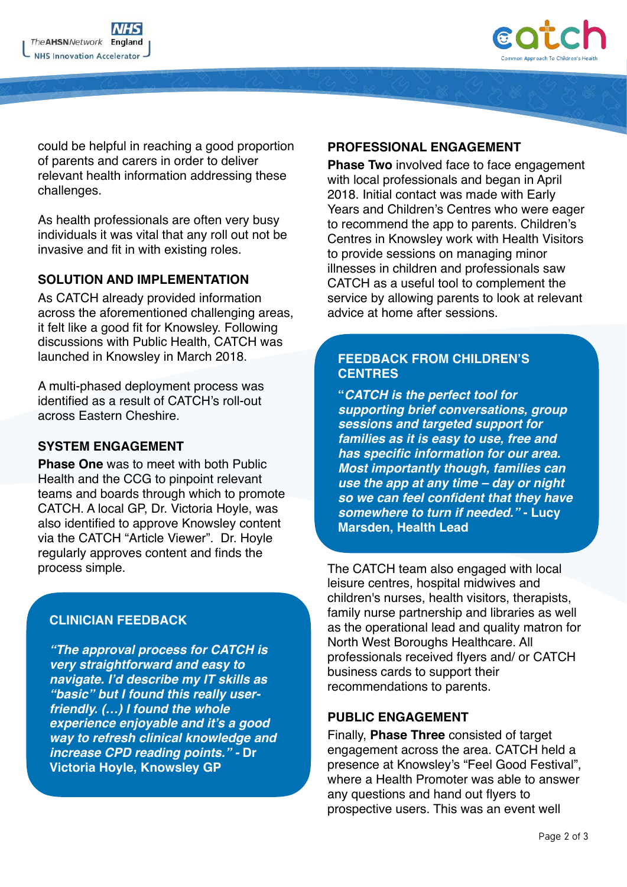could be helpful in reaching a good proportion of parents and carers in order to deliver relevant health information addressing these challenges.

As health professionals are often very busy individuals it was vital that any roll out not be invasive and fit in with existing roles.

## SOLUTION AND IMPLEMENTATION

As CATCH already provided information across the aforementioned challenging areas, it felt like a good fit for Knowsley. Following discussions with Public Health, CATCH was launched in Knowsley in March 2018.

A multi-phased deployment process was identified as a result of CATCH's roll-out across Eastern Cheshire.

## SYSTEM ENGAGEMENT

**Phase One** was to meet with both Public Health and the CCG to pinpoint relevant teams and boards through which to promote CATCH. A local GP, Dr. Victoria Hoyle, was also identified to approve Knowsley content via the CATCH "Article Viewer". Dr. Hoyle regularly approves content and finds the process simple.

### CLINICIAN FEEDBACK

***"The approval process for CATCH is very straightforward and easy to navigate. I'd describe my IT skills as "basic" but I found this really user-friendly. (…) I found the whole experience enjoyable and it's a good way to refresh clinical knowledge and increase CPD reading points."*** **- Dr Victoria Hoyle, Knowsley GP**

## PROFESSIONAL ENGAGEMENT

**Phase Two** involved face to face engagement with local professionals and began in April 2018. Initial contact was made with Early Years and Children's Centres who were eager to recommend the app to parents. Children's Centres in Knowsley work with Health Visitors to provide sessions on managing minor illnesses in children and professionals saw CATCH as a useful tool to complement the service by allowing parents to look at relevant advice at home after sessions.

### FEEDBACK FROM CHILDREN'S CENTRES

***"CATCH is the perfect tool for supporting brief conversations, group sessions and targeted support for families as it is easy to use, free and has specific information for our area. Most importantly though, families can use the app at any time – day or night so we can feel confident that they have somewhere to turn if needed."*** **- Lucy Marsden, Health Lead**

The CATCH team also engaged with local leisure centres, hospital midwives and children's nurses, health visitors, therapists, family nurse partnership and libraries as well as the operational lead and quality matron for North West Boroughs Healthcare. All professionals received flyers and/ or CATCH business cards to support their recommendations to parents.

## PUBLIC ENGAGEMENT

Finally, **Phase Three** consisted of target engagement across the area. CATCH held a presence at Knowsley's "Feel Good Festival", where a Health Promoter was able to answer any questions and hand out flyers to prospective users. This was an event well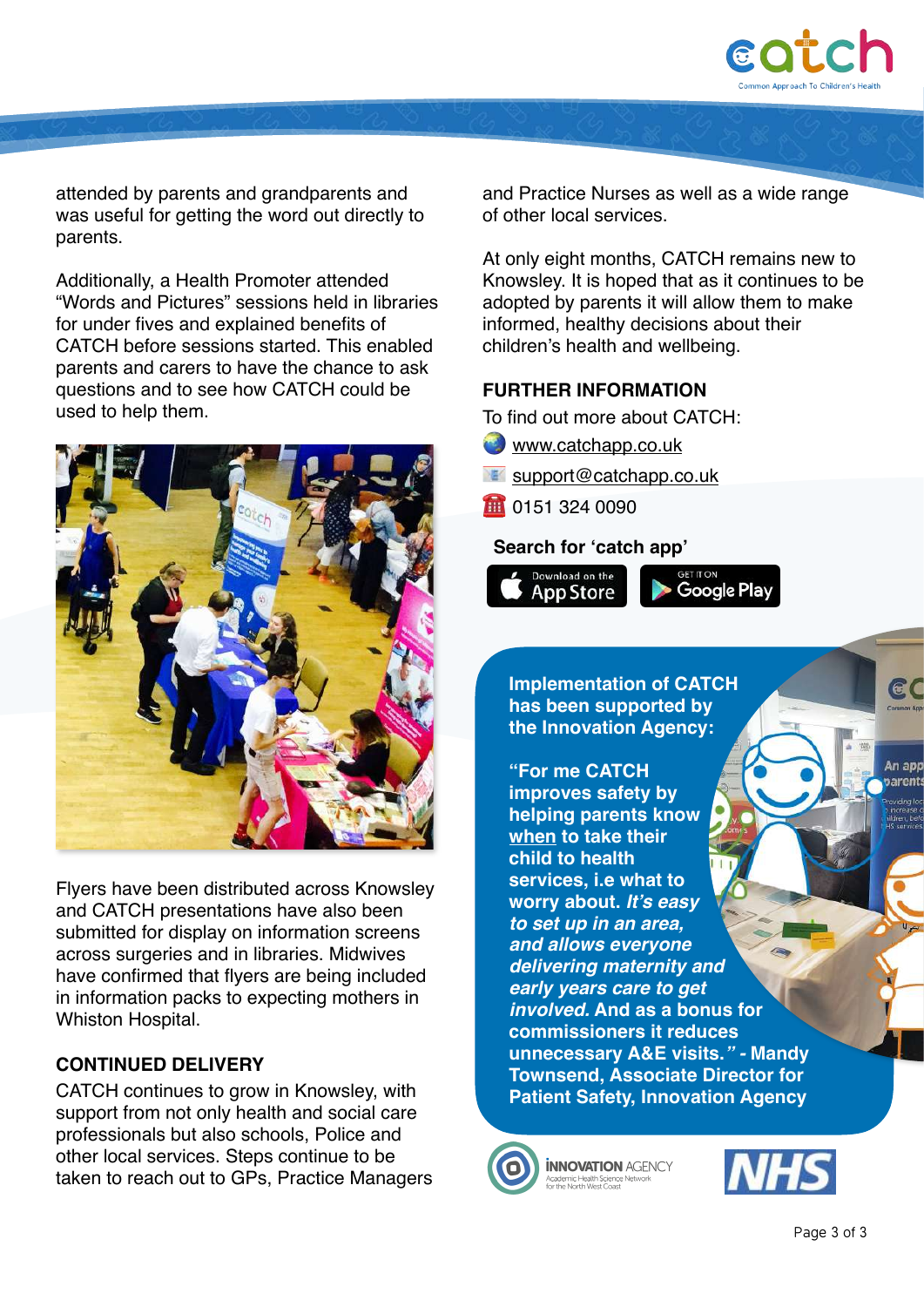attended by parents and grandparents and was useful for getting the word out directly to parents.

Additionally, a Health Promoter attended "Words and Pictures" sessions held in libraries for under fives and explained benefits of CATCH before sessions started. This enabled parents and carers to have the chance to ask questions and to see how CATCH could be used to help them.

Flyers have been distributed across Knowsley and CATCH presentations have also been submitted for display on information screens across surgeries and in libraries. Midwives have confirmed that flyers are being included in information packs to expecting mothers in Whiston Hospital.

## CONTINUED DELIVERY

CATCH continues to grow in Knowsley, with support from not only health and social care professionals but also schools, Police and other local services. Steps continue to be taken to reach out to GPs, Practice Managers and Practice Nurses as well as a wide range of other local services.

At only eight months, CATCH remains new to Knowsley. It is hoped that as it continues to be adopted by parents it will allow them to make informed, healthy decisions about their children's health and wellbeing.

## FURTHER INFORMATION

To find out more about CATCH:

- www.catchapp.co.uk
- support@catchapp.co.uk
- 0151 324 0090

**Search for 'catch app'**

Download on the App Store

GET IT ON Google Play

**Implementation of CATCH has been supported by the Innovation Agency:**

**"For me CATCH improves safety by helping parents know <u>when</u> to take their child to health services, i.e what to worry about. *It's easy to set up in an area, and allows everyone delivering maternity and early years care to get involved.* And as a bonus for commissioners it reduces unnecessary A&E visits." - Mandy Townsend, Associate Director for Patient Safety, Innovation Agency**

INNOVATION AGENCY
Academic Health Science Network for the North West Coast

NHS